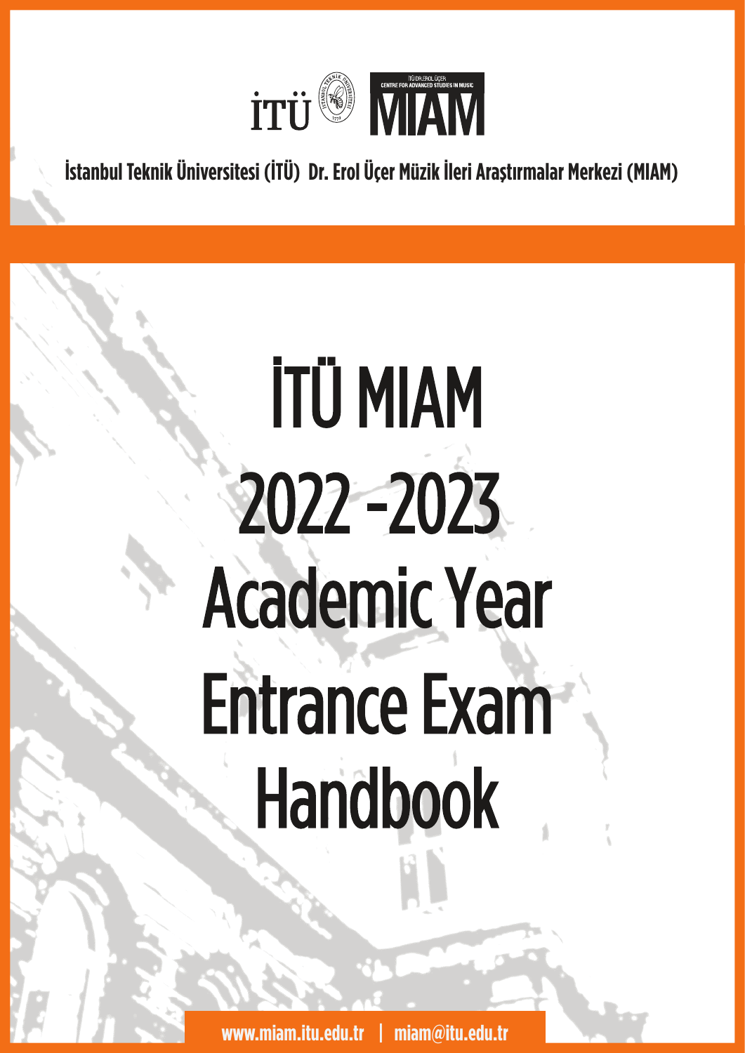İTÜ MIAM

İstanbul Teknik Üniversitesi (İTÜ) Dr. Erol Üçer Müzik İleri Araştırmalar Merkezi (MIAM)

# İTÜ MIAM 2022 -2023 Academic Year Entrance Exam Handbook

www.miam.itu.edu.tr | miam@itu.edu.tr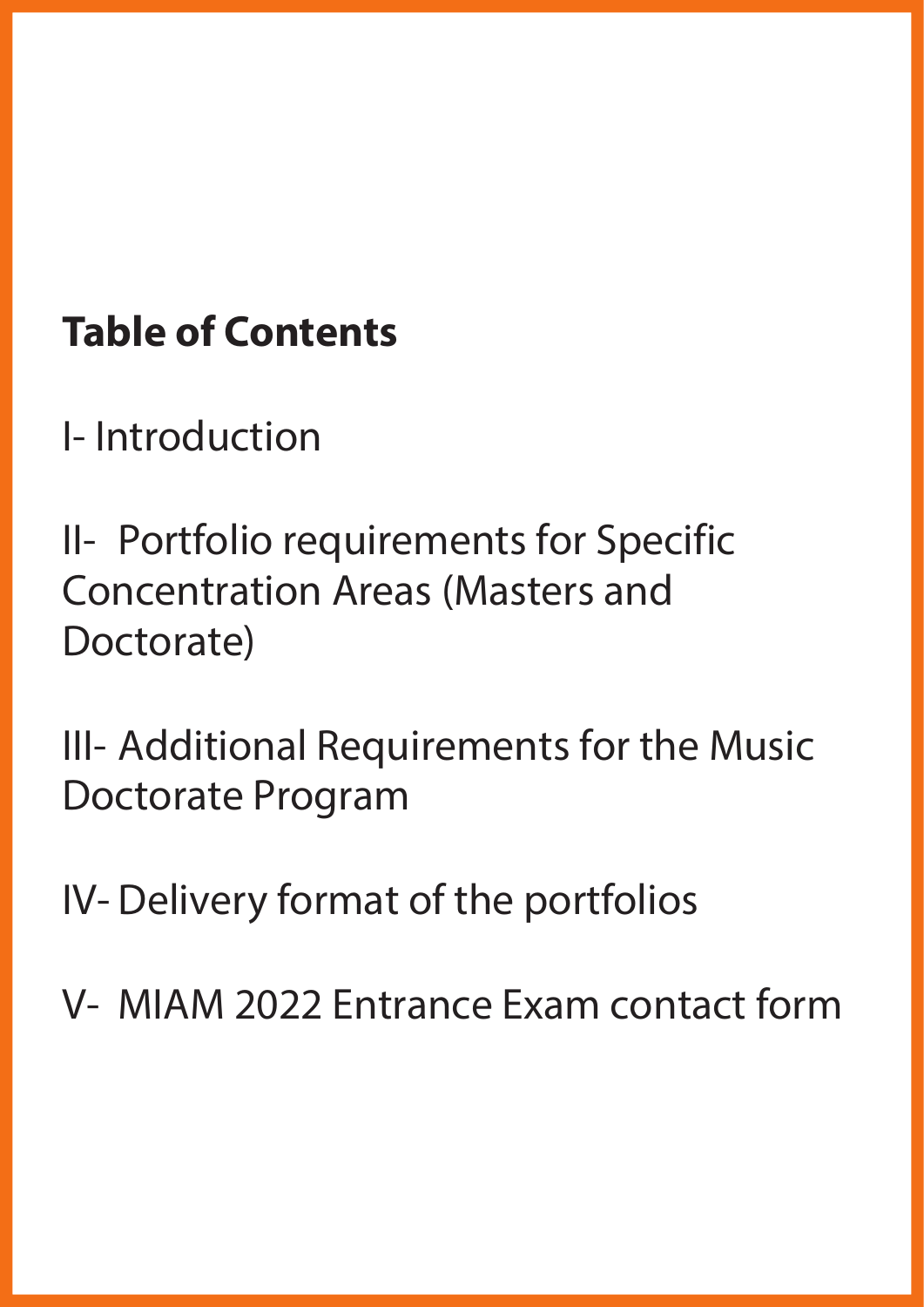**Table of Contents**

I- Introduction

II- Portfolio requirements for Specific Concentration Areas (Masters and Doctorate)

III- Additional Requirements for the Music Doctorate Program

IV- Delivery format of the portfolios

V- MIAM 2022 Entrance Exam contact form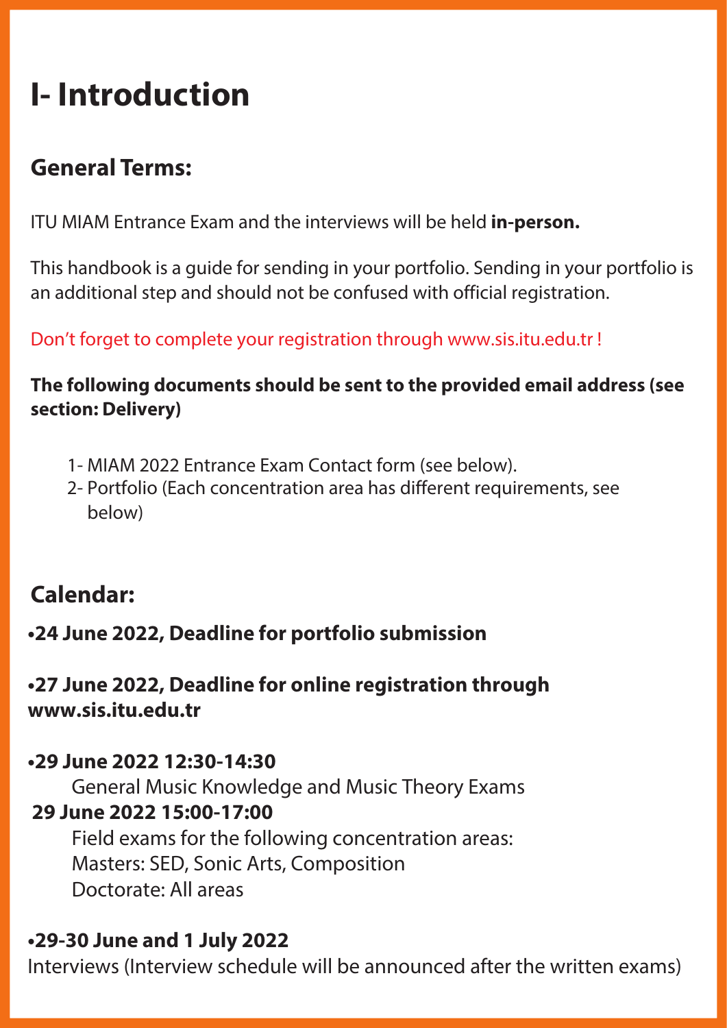# I- Introduction

## General Terms:

ITU MIAM Entrance Exam and the interviews will be held **in-person.**

This handbook is a guide for sending in your portfolio. Sending in your portfolio is an additional step and should not be confused with official registration.

Don't forget to complete your registration through www.sis.itu.edu.tr !

**The following documents should be sent to the provided email address (see section: Delivery)**

1- MIAM 2022 Entrance Exam Contact form (see below).
2- Portfolio (Each concentration area has different requirements, see below)

## Calendar:

- **24 June 2022, Deadline for portfolio submission**

- **27 June 2022, Deadline for online registration through www.sis.itu.edu.tr**

- **29 June 2022 12:30-14:30**
  General Music Knowledge and Music Theory Exams
  **29 June 2022 15:00-17:00**
  Field exams for the following concentration areas:
  Masters: SED, Sonic Arts, Composition
  Doctorate: All areas

- **29-30 June and 1 July 2022**
  Interviews (Interview schedule will be announced after the written exams)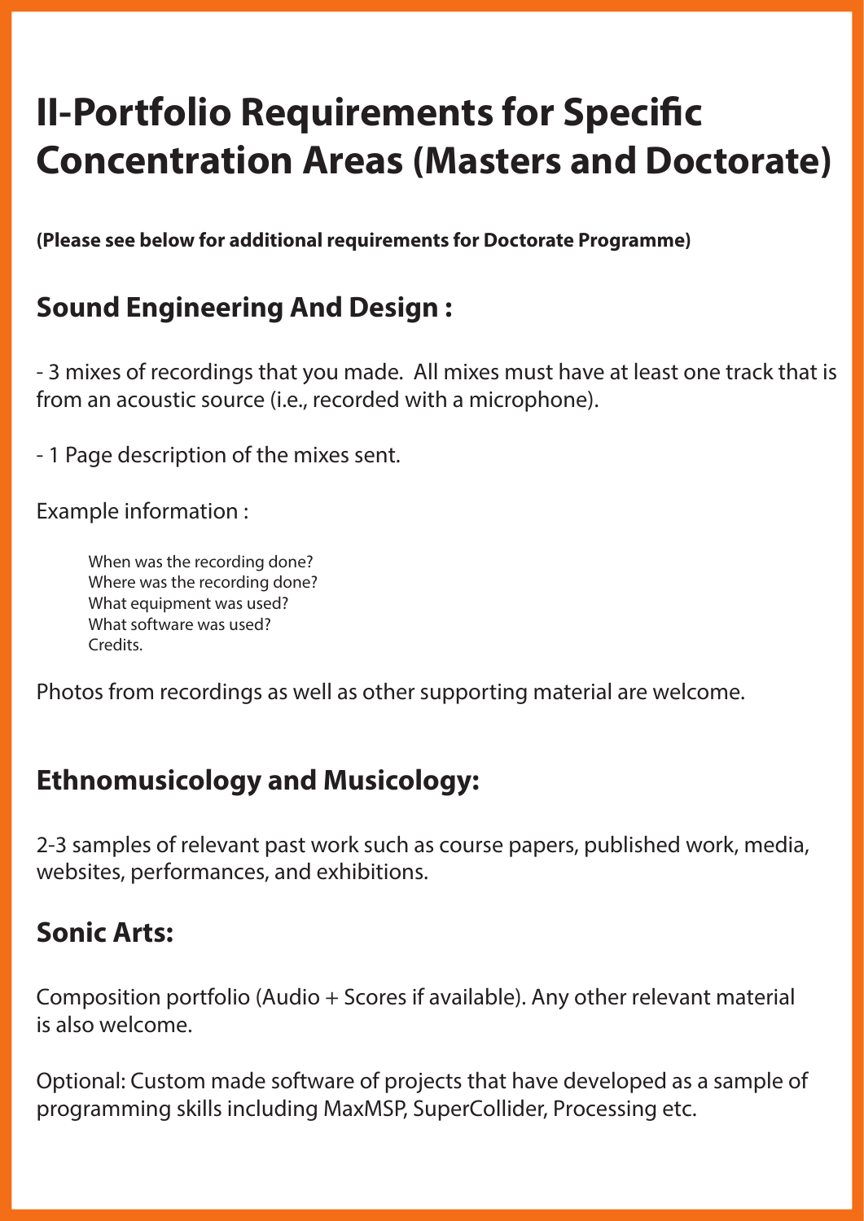# II-Portfolio Requirements for Specific Concentration Areas (Masters and Doctorate)

**(Please see below for additional requirements for Doctorate Programme)**

## Sound Engineering And Design :

- 3 mixes of recordings that you made. All mixes must have at least one track that is from an acoustic source (i.e., recorded with a microphone).

- 1 Page description of the mixes sent.

Example information :

> When was the recording done?
> Where was the recording done?
> What equipment was used?
> What software was used?
> Credits.

Photos from recordings as well as other supporting material are welcome.

## Ethnomusicology and Musicology:

2-3 samples of relevant past work such as course papers, published work, media, websites, performances, and exhibitions.

## Sonic Arts:

Composition portfolio (Audio + Scores if available). Any other relevant material is also welcome.

Optional: Custom made software of projects that have developed as a sample of programming skills including MaxMSP, SuperCollider, Processing etc.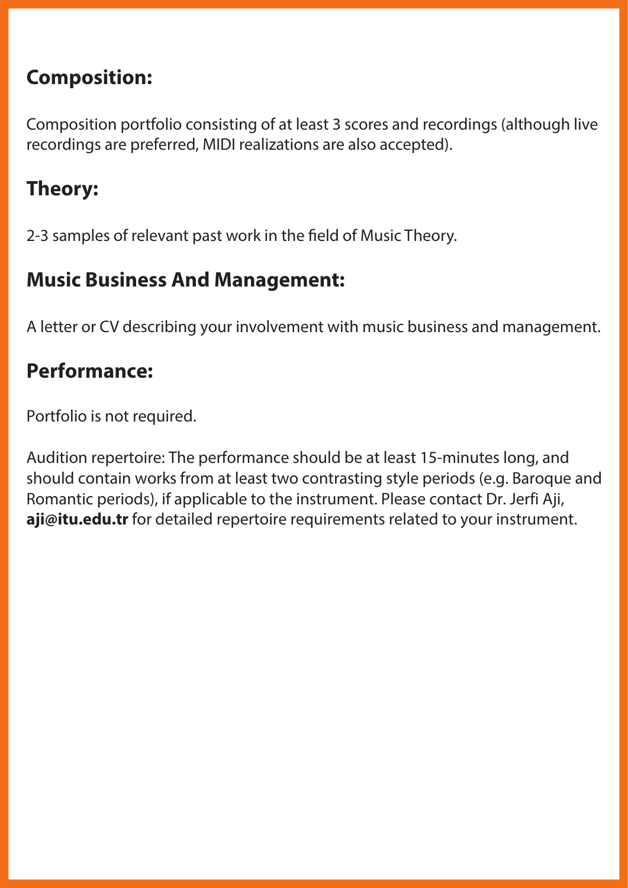## Composition:

Composition portfolio consisting of at least 3 scores and recordings (although live recordings are preferred, MIDI realizations are also accepted).

## Theory:

2-3 samples of relevant past work in the field of Music Theory.

## Music Business And Management:

A letter or CV describing your involvement with music business and management.

## Performance:

Portfolio is not required.

Audition repertoire: The performance should be at least 15-minutes long, and should contain works from at least two contrasting style periods (e.g. Baroque and Romantic periods), if applicable to the instrument. Please contact Dr. Jerfi Aji, **aji@itu.edu.tr** for detailed repertoire requirements related to your instrument.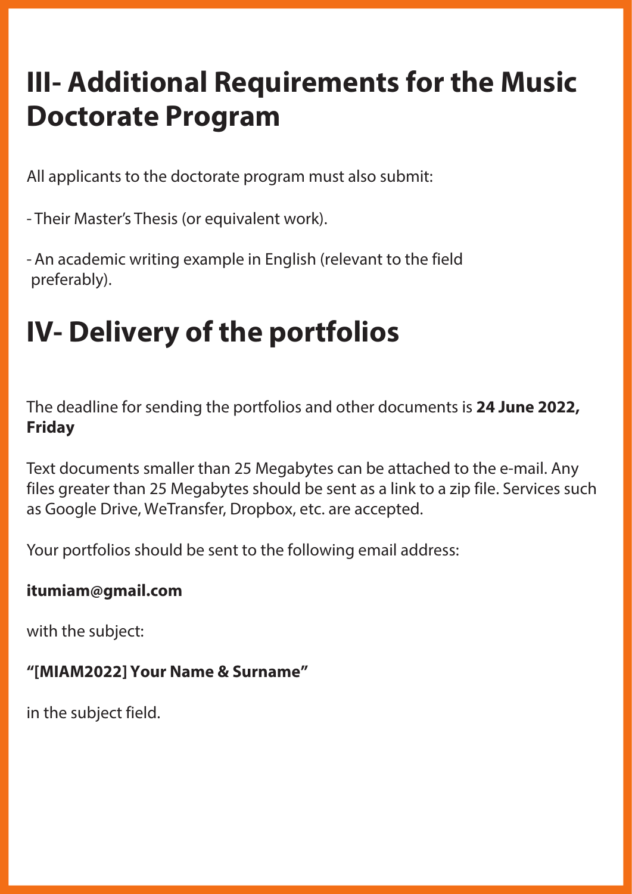# III- Additional Requirements for the Music Doctorate Program

All applicants to the doctorate program must also submit:

- Their Master's Thesis (or equivalent work).

- An academic writing example in English (relevant to the field preferably).

# IV- Delivery of the portfolios

The deadline for sending the portfolios and other documents is **24 June 2022, Friday**

Text documents smaller than 25 Megabytes can be attached to the e-mail. Any files greater than 25 Megabytes should be sent as a link to a zip file. Services such as Google Drive, WeTransfer, Dropbox, etc. are accepted.

Your portfolios should be sent to the following email address:

**itumiam@gmail.com**

with the subject:

**"[MIAM2022] Your Name & Surname"**

in the subject field.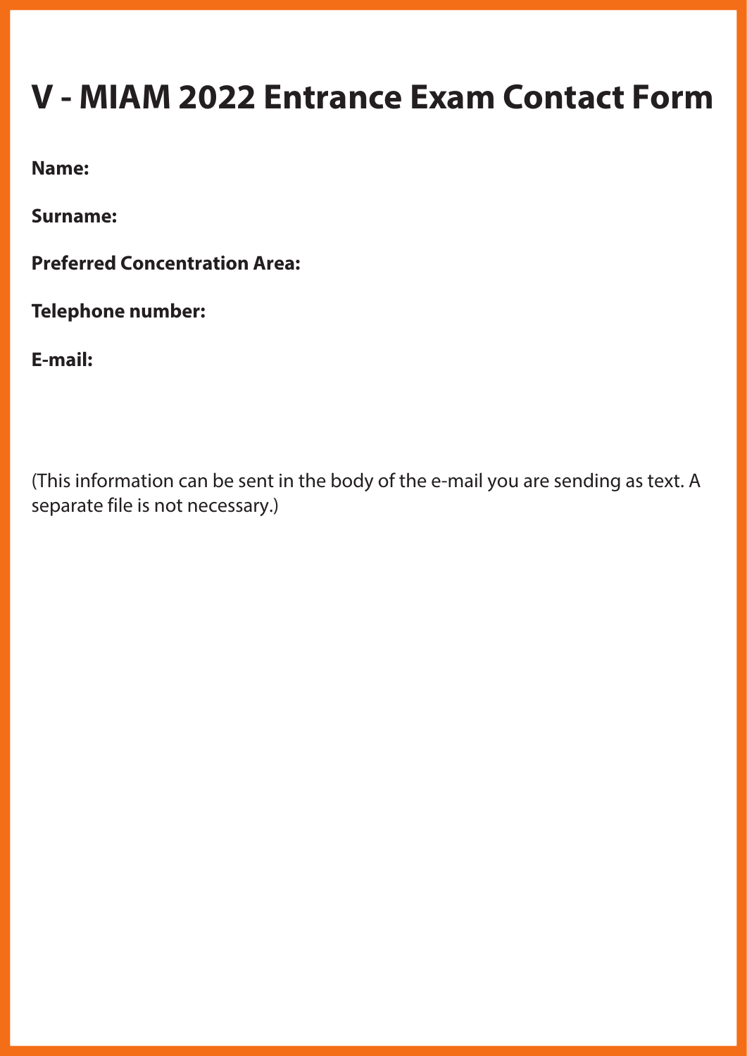# V - MIAM 2022 Entrance Exam Contact Form

**Name:**

**Surname:**

**Preferred Concentration Area:**

**Telephone number:**

**E-mail:**

(This information can be sent in the body of the e-mail you are sending as text. A separate file is not necessary.)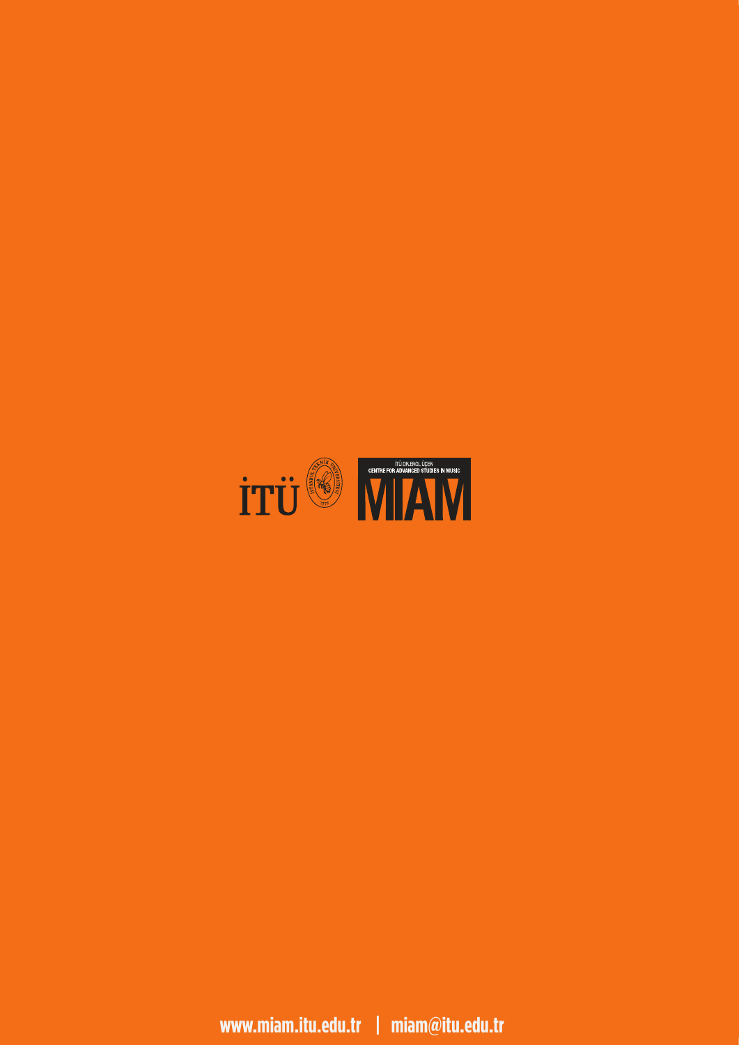İTÜ

İTÜ DR. EROL ÜÇER
CENTRE FOR ADVANCED STUDIES IN MUSIC

MIAM

www.miam.itu.edu.tr | miam@itu.edu.tr